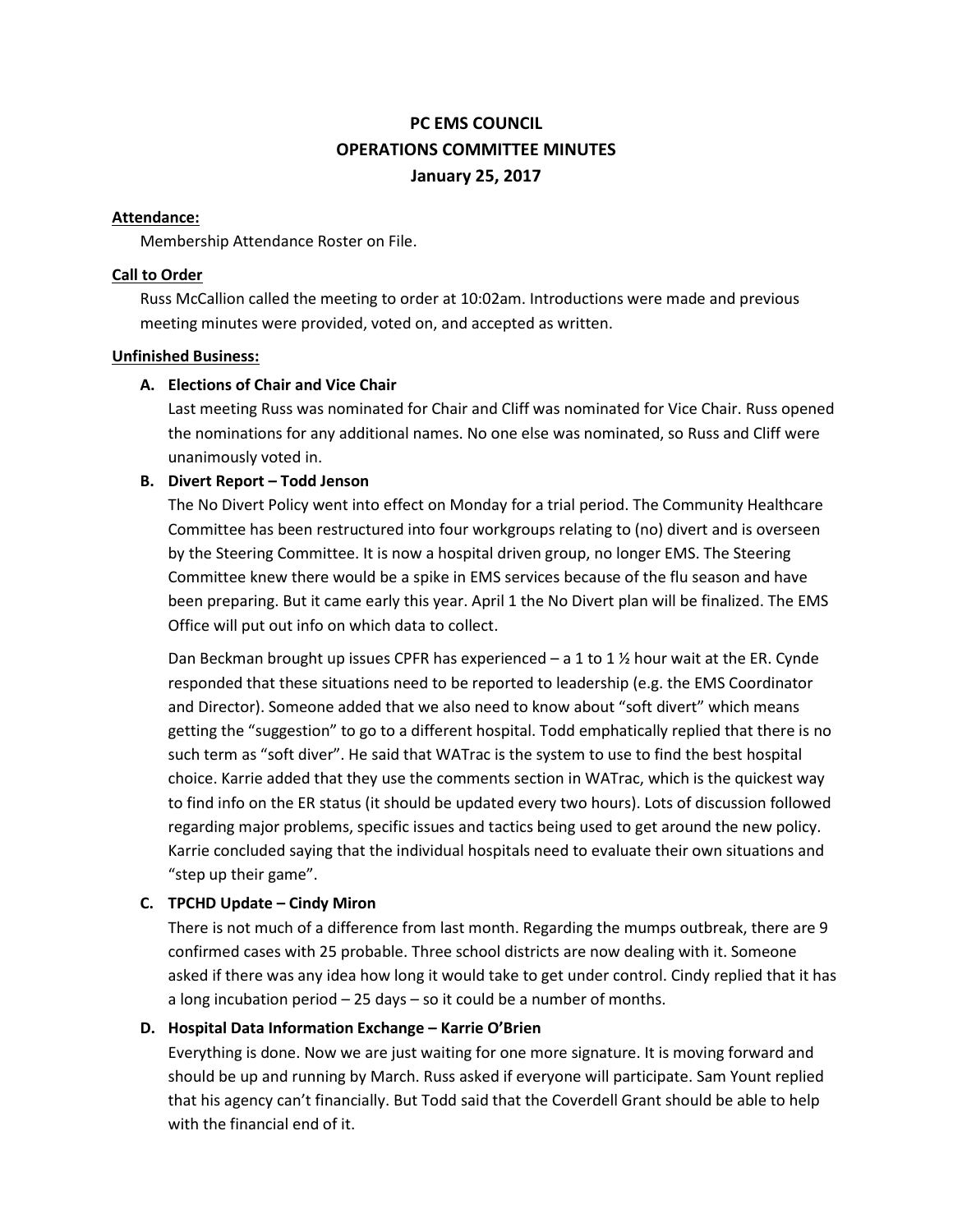# PC EMS COUNCIL
# OPERATIONS COMMITTEE MINUTES
# January 25, 2017

**Attendance:**

Membership Attendance Roster on File.

**Call to Order**

Russ McCallion called the meeting to order at 10:02am. Introductions were made and previous meeting minutes were provided, voted on, and accepted as written.

**Unfinished Business:**

**A. Elections of Chair and Vice Chair**

Last meeting Russ was nominated for Chair and Cliff was nominated for Vice Chair. Russ opened the nominations for any additional names. No one else was nominated, so Russ and Cliff were unanimously voted in.

**B. Divert Report – Todd Jenson**

The No Divert Policy went into effect on Monday for a trial period. The Community Healthcare Committee has been restructured into four workgroups relating to (no) divert and is overseen by the Steering Committee. It is now a hospital driven group, no longer EMS. The Steering Committee knew there would be a spike in EMS services because of the flu season and have been preparing. But it came early this year. April 1 the No Divert plan will be finalized. The EMS Office will put out info on which data to collect.

Dan Beckman brought up issues CPFR has experienced – a 1 to 1 ½ hour wait at the ER. Cynde responded that these situations need to be reported to leadership (e.g. the EMS Coordinator and Director). Someone added that we also need to know about "soft divert" which means getting the "suggestion" to go to a different hospital. Todd emphatically replied that there is no such term as "soft diver". He said that WATrac is the system to use to find the best hospital choice. Karrie added that they use the comments section in WATrac, which is the quickest way to find info on the ER status (it should be updated every two hours). Lots of discussion followed regarding major problems, specific issues and tactics being used to get around the new policy. Karrie concluded saying that the individual hospitals need to evaluate their own situations and "step up their game".

**C. TPCHD Update – Cindy Miron**

There is not much of a difference from last month. Regarding the mumps outbreak, there are 9 confirmed cases with 25 probable. Three school districts are now dealing with it. Someone asked if there was any idea how long it would take to get under control. Cindy replied that it has a long incubation period – 25 days – so it could be a number of months.

**D. Hospital Data Information Exchange – Karrie O'Brien**

Everything is done. Now we are just waiting for one more signature. It is moving forward and should be up and running by March. Russ asked if everyone will participate. Sam Yount replied that his agency can't financially. But Todd said that the Coverdell Grant should be able to help with the financial end of it.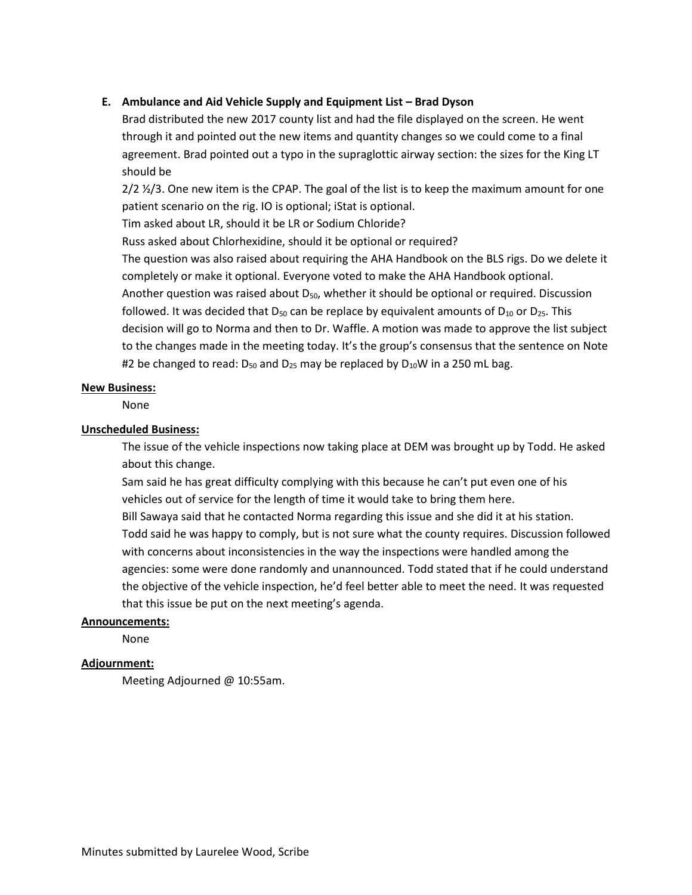**E. Ambulance and Aid Vehicle Supply and Equipment List – Brad Dyson**

Brad distributed the new 2017 county list and had the file displayed on the screen. He went through it and pointed out the new items and quantity changes so we could come to a final agreement. Brad pointed out a typo in the supraglottic airway section: the sizes for the King LT should be

2/2 ½/3. One new item is the CPAP. The goal of the list is to keep the maximum amount for one patient scenario on the rig. IO is optional; iStat is optional.

Tim asked about LR, should it be LR or Sodium Chloride?

Russ asked about Chlorhexidine, should it be optional or required?

The question was also raised about requiring the AHA Handbook on the BLS rigs. Do we delete it completely or make it optional. Everyone voted to make the AHA Handbook optional.

Another question was raised about $D_{50}$, whether it should be optional or required. Discussion followed. It was decided that $D_{50}$ can be replace by equivalent amounts of $D_{10}$ or $D_{25}$. This decision will go to Norma and then to Dr. Waffle. A motion was made to approve the list subject to the changes made in the meeting today. It's the group's consensus that the sentence on Note #2 be changed to read: $D_{50}$ and $D_{25}$ may be replaced by $D_{10}$W in a 250 mL bag.

**New Business:**

None

**Unscheduled Business:**

The issue of the vehicle inspections now taking place at DEM was brought up by Todd. He asked about this change.

Sam said he has great difficulty complying with this because he can't put even one of his vehicles out of service for the length of time it would take to bring them here.

Bill Sawaya said that he contacted Norma regarding this issue and she did it at his station.

Todd said he was happy to comply, but is not sure what the county requires. Discussion followed with concerns about inconsistencies in the way the inspections were handled among the agencies: some were done randomly and unannounced. Todd stated that if he could understand the objective of the vehicle inspection, he'd feel better able to meet the need. It was requested that this issue be put on the next meeting's agenda.

**Announcements:**

None

**Adjournment:**

Meeting Adjourned @ 10:55am.

Minutes submitted by Laurelee Wood, Scribe